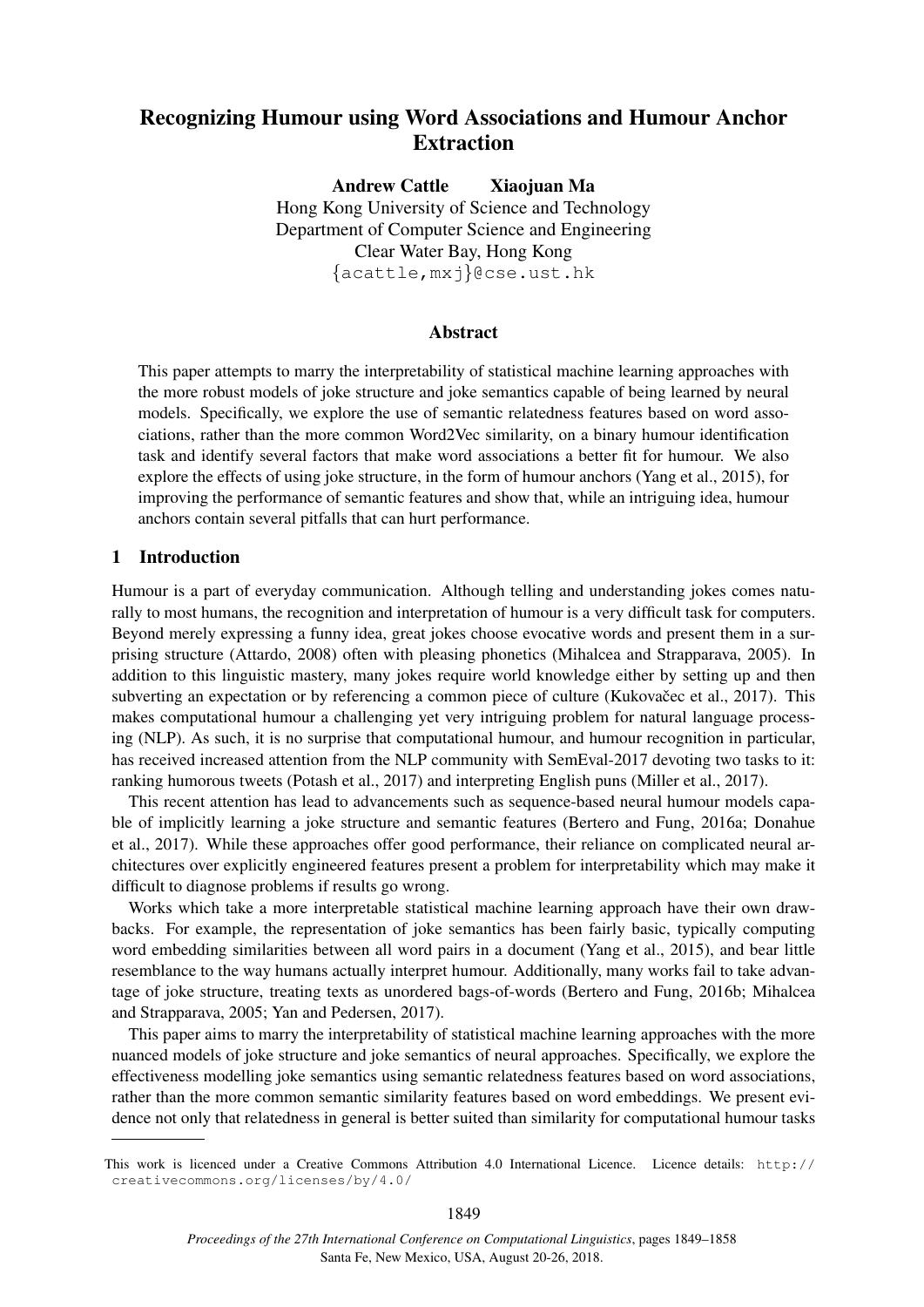# Recognizing Humour using Word Associations and Humour Anchor Extraction

**Andrew Cattle** **Xiaojuan Ma**
Hong Kong University of Science and Technology
Department of Computer Science and Engineering
Clear Water Bay, Hong Kong
{acattle,mxj}@cse.ust.hk

## Abstract

This paper attempts to marry the interpretability of statistical machine learning approaches with the more robust models of joke structure and joke semantics capable of being learned by neural models. Specifically, we explore the use of semantic relatedness features based on word associations, rather than the more common Word2Vec similarity, on a binary humour identification task and identify several factors that make word associations a better fit for humour. We also explore the effects of using joke structure, in the form of humour anchors (Yang et al., 2015), for improving the performance of semantic features and show that, while an intriguing idea, humour anchors contain several pitfalls that can hurt performance.

## 1 Introduction

Humour is a part of everyday communication. Although telling and understanding jokes comes naturally to most humans, the recognition and interpretation of humour is a very difficult task for computers. Beyond merely expressing a funny idea, great jokes choose evocative words and present them in a surprising structure (Attardo, 2008) often with pleasing phonetics (Mihalcea and Strapparava, 2005). In addition to this linguistic mastery, many jokes require world knowledge either by setting up and then subverting an expectation or by referencing a common piece of culture (Kukovačec et al., 2017). This makes computational humour a challenging yet very intriguing problem for natural language processing (NLP). As such, it is no surprise that computational humour, and humour recognition in particular, has received increased attention from the NLP community with SemEval-2017 devoting two tasks to it: ranking humorous tweets (Potash et al., 2017) and interpreting English puns (Miller et al., 2017).

This recent attention has lead to advancements such as sequence-based neural humour models capable of implicitly learning a joke structure and semantic features (Bertero and Fung, 2016a; Donahue et al., 2017). While these approaches offer good performance, their reliance on complicated neural architectures over explicitly engineered features present a problem for interpretability which may make it difficult to diagnose problems if results go wrong.

Works which take a more interpretable statistical machine learning approach have their own drawbacks. For example, the representation of joke semantics has been fairly basic, typically computing word embedding similarities between all word pairs in a document (Yang et al., 2015), and bear little resemblance to the way humans actually interpret humour. Additionally, many works fail to take advantage of joke structure, treating texts as unordered bags-of-words (Bertero and Fung, 2016b; Mihalcea and Strapparava, 2005; Yan and Pedersen, 2017).

This paper aims to marry the interpretability of statistical machine learning approaches with the more nuanced models of joke structure and joke semantics of neural approaches. Specifically, we explore the effectiveness modelling joke semantics using semantic relatedness features based on word associations, rather than the more common semantic similarity features based on word embeddings. We present evidence not only that relatedness in general is better suited than similarity for computational humour tasks

This work is licenced under a Creative Commons Attribution 4.0 International Licence. Licence details: http://creativecommons.org/licenses/by/4.0/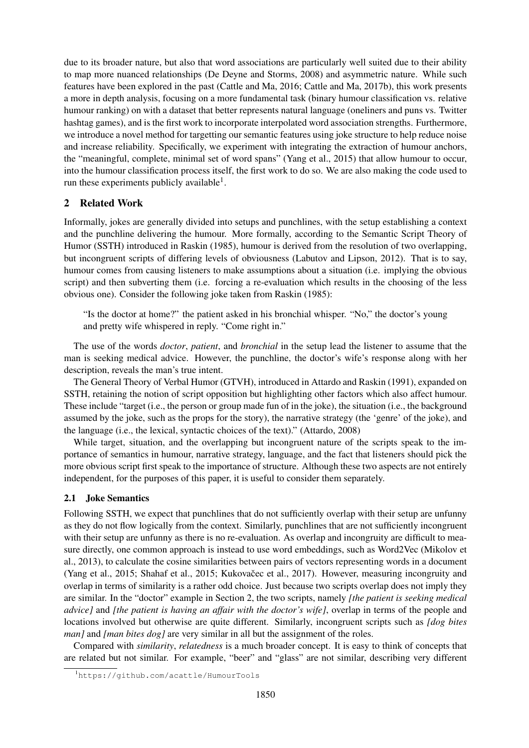due to its broader nature, but also that word associations are particularly well suited due to their ability to map more nuanced relationships (De Deyne and Storms, 2008) and asymmetric nature. While such features have been explored in the past (Cattle and Ma, 2016; Cattle and Ma, 2017b), this work presents a more in depth analysis, focusing on a more fundamental task (binary humour classification vs. relative humour ranking) on with a dataset that better represents natural language (oneliners and puns vs. Twitter hashtag games), and is the first work to incorporate interpolated word association strengths. Furthermore, we introduce a novel method for targetting our semantic features using joke structure to help reduce noise and increase reliability. Specifically, we experiment with integrating the extraction of humour anchors, the "meaningful, complete, minimal set of word spans" (Yang et al., 2015) that allow humour to occur, into the humour classification process itself, the first work to do so. We are also making the code used to run these experiments publicly available[1].

## 2 Related Work

Informally, jokes are generally divided into setups and punchlines, with the setup establishing a context and the punchline delivering the humour. More formally, according to the Semantic Script Theory of Humor (SSTH) introduced in Raskin (1985), humour is derived from the resolution of two overlapping, but incongruent scripts of differing levels of obviousness (Labutov and Lipson, 2012). That is to say, humour comes from causing listeners to make assumptions about a situation (i.e. implying the obvious script) and then subverting them (i.e. forcing a re-evaluation which results in the choosing of the less obvious one). Consider the following joke taken from Raskin (1985):

> "Is the doctor at home?" the patient asked in his bronchial whisper. "No," the doctor's young and pretty wife whispered in reply. "Come right in."

The use of the words *doctor*, *patient*, and *bronchial* in the setup lead the listener to assume that the man is seeking medical advice. However, the punchline, the doctor's wife's response along with her description, reveals the man's true intent.

The General Theory of Verbal Humor (GTVH), introduced in Attardo and Raskin (1991), expanded on SSTH, retaining the notion of script opposition but highlighting other factors which also affect humour. These include "target (i.e., the person or group made fun of in the joke), the situation (i.e., the background assumed by the joke, such as the props for the story), the narrative strategy (the 'genre' of the joke), and the language (i.e., the lexical, syntactic choices of the text)." (Attardo, 2008)

While target, situation, and the overlapping but incongruent nature of the scripts speak to the importance of semantics in humour, narrative strategy, language, and the fact that listeners should pick the more obvious script first speak to the importance of structure. Although these two aspects are not entirely independent, for the purposes of this paper, it is useful to consider them separately.

### 2.1 Joke Semantics

Following SSTH, we expect that punchlines that do not sufficiently overlap with their setup are unfunny as they do not flow logically from the context. Similarly, punchlines that are not sufficiently incongruent with their setup are unfunny as there is no re-evaluation. As overlap and incongruity are difficult to measure directly, one common approach is instead to use word embeddings, such as Word2Vec (Mikolov et al., 2013), to calculate the cosine similarities between pairs of vectors representing words in a document (Yang et al., 2015; Shahaf et al., 2015; Kukovačec et al., 2017). However, measuring incongruity and overlap in terms of similarity is a rather odd choice. Just because two scripts overlap does not imply they are similar. In the "doctor" example in Section 2, the two scripts, namely *[the patient is seeking medical advice]* and *[the patient is having an affair with the doctor's wife]*, overlap in terms of the people and locations involved but otherwise are quite different. Similarly, incongruent scripts such as *[dog bites man]* and *[man bites dog]* are very similar in all but the assignment of the roles.

Compared with *similarity*, *relatedness* is a much broader concept. It is easy to think of concepts that are related but not similar. For example, "beer" and "glass" are not similar, describing very different

[1] https://github.com/acattle/HumourTools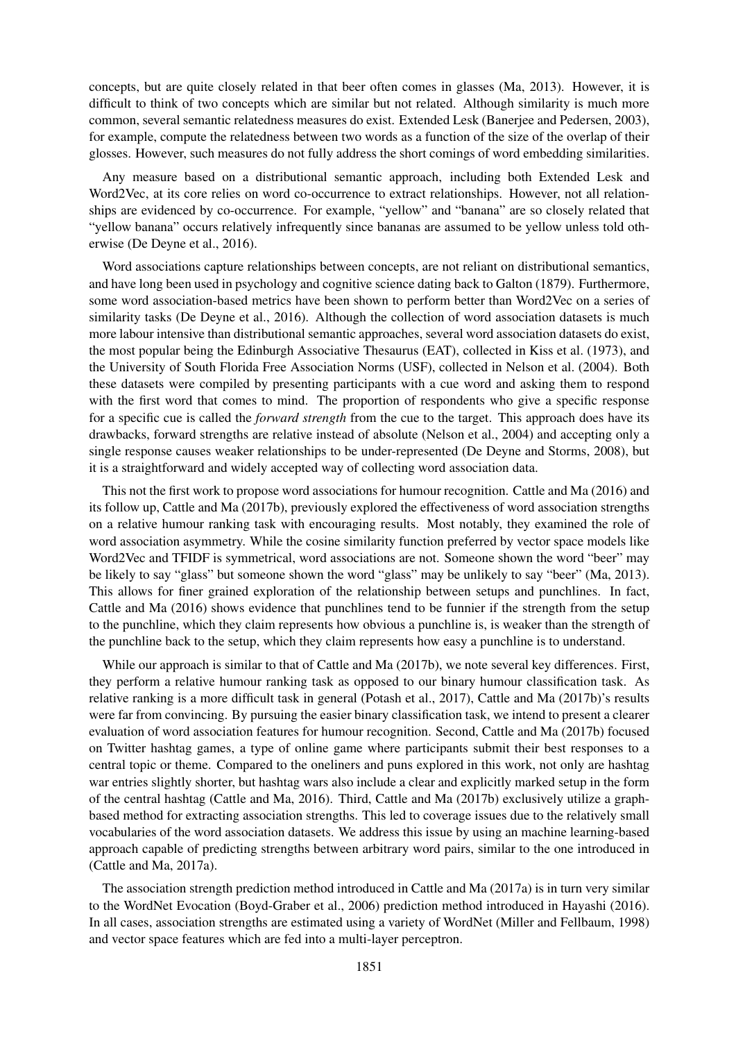concepts, but are quite closely related in that beer often comes in glasses (Ma, 2013). However, it is difficult to think of two concepts which are similar but not related. Although similarity is much more common, several semantic relatedness measures do exist. Extended Lesk (Banerjee and Pedersen, 2003), for example, compute the relatedness between two words as a function of the size of the overlap of their glosses. However, such measures do not fully address the short comings of word embedding similarities.

Any measure based on a distributional semantic approach, including both Extended Lesk and Word2Vec, at its core relies on word co-occurrence to extract relationships. However, not all relationships are evidenced by co-occurrence. For example, "yellow" and "banana" are so closely related that "yellow banana" occurs relatively infrequently since bananas are assumed to be yellow unless told otherwise (De Deyne et al., 2016).

Word associations capture relationships between concepts, are not reliant on distributional semantics, and have long been used in psychology and cognitive science dating back to Galton (1879). Furthermore, some word association-based metrics have been shown to perform better than Word2Vec on a series of similarity tasks (De Deyne et al., 2016). Although the collection of word association datasets is much more labour intensive than distributional semantic approaches, several word association datasets do exist, the most popular being the Edinburgh Associative Thesaurus (EAT), collected in Kiss et al. (1973), and the University of South Florida Free Association Norms (USF), collected in Nelson et al. (2004). Both these datasets were compiled by presenting participants with a cue word and asking them to respond with the first word that comes to mind. The proportion of respondents who give a specific response for a specific cue is called the *forward strength* from the cue to the target. This approach does have its drawbacks, forward strengths are relative instead of absolute (Nelson et al., 2004) and accepting only a single response causes weaker relationships to be under-represented (De Deyne and Storms, 2008), but it is a straightforward and widely accepted way of collecting word association data.

This not the first work to propose word associations for humour recognition. Cattle and Ma (2016) and its follow up, Cattle and Ma (2017b), previously explored the effectiveness of word association strengths on a relative humour ranking task with encouraging results. Most notably, they examined the role of word association asymmetry. While the cosine similarity function preferred by vector space models like Word2Vec and TFIDF is symmetrical, word associations are not. Someone shown the word "beer" may be likely to say "glass" but someone shown the word "glass" may be unlikely to say "beer" (Ma, 2013). This allows for finer grained exploration of the relationship between setups and punchlines. In fact, Cattle and Ma (2016) shows evidence that punchlines tend to be funnier if the strength from the setup to the punchline, which they claim represents how obvious a punchline is, is weaker than the strength of the punchline back to the setup, which they claim represents how easy a punchline is to understand.

While our approach is similar to that of Cattle and Ma (2017b), we note several key differences. First, they perform a relative humour ranking task as opposed to our binary humour classification task. As relative ranking is a more difficult task in general (Potash et al., 2017), Cattle and Ma (2017b)'s results were far from convincing. By pursuing the easier binary classification task, we intend to present a clearer evaluation of word association features for humour recognition. Second, Cattle and Ma (2017b) focused on Twitter hashtag games, a type of online game where participants submit their best responses to a central topic or theme. Compared to the oneliners and puns explored in this work, not only are hashtag war entries slightly shorter, but hashtag wars also include a clear and explicitly marked setup in the form of the central hashtag (Cattle and Ma, 2016). Third, Cattle and Ma (2017b) exclusively utilize a graph-based method for extracting association strengths. This led to coverage issues due to the relatively small vocabularies of the word association datasets. We address this issue by using an machine learning-based approach capable of predicting strengths between arbitrary word pairs, similar to the one introduced in (Cattle and Ma, 2017a).

The association strength prediction method introduced in Cattle and Ma (2017a) is in turn very similar to the WordNet Evocation (Boyd-Graber et al., 2006) prediction method introduced in Hayashi (2016). In all cases, association strengths are estimated using a variety of WordNet (Miller and Fellbaum, 1998) and vector space features which are fed into a multi-layer perceptron.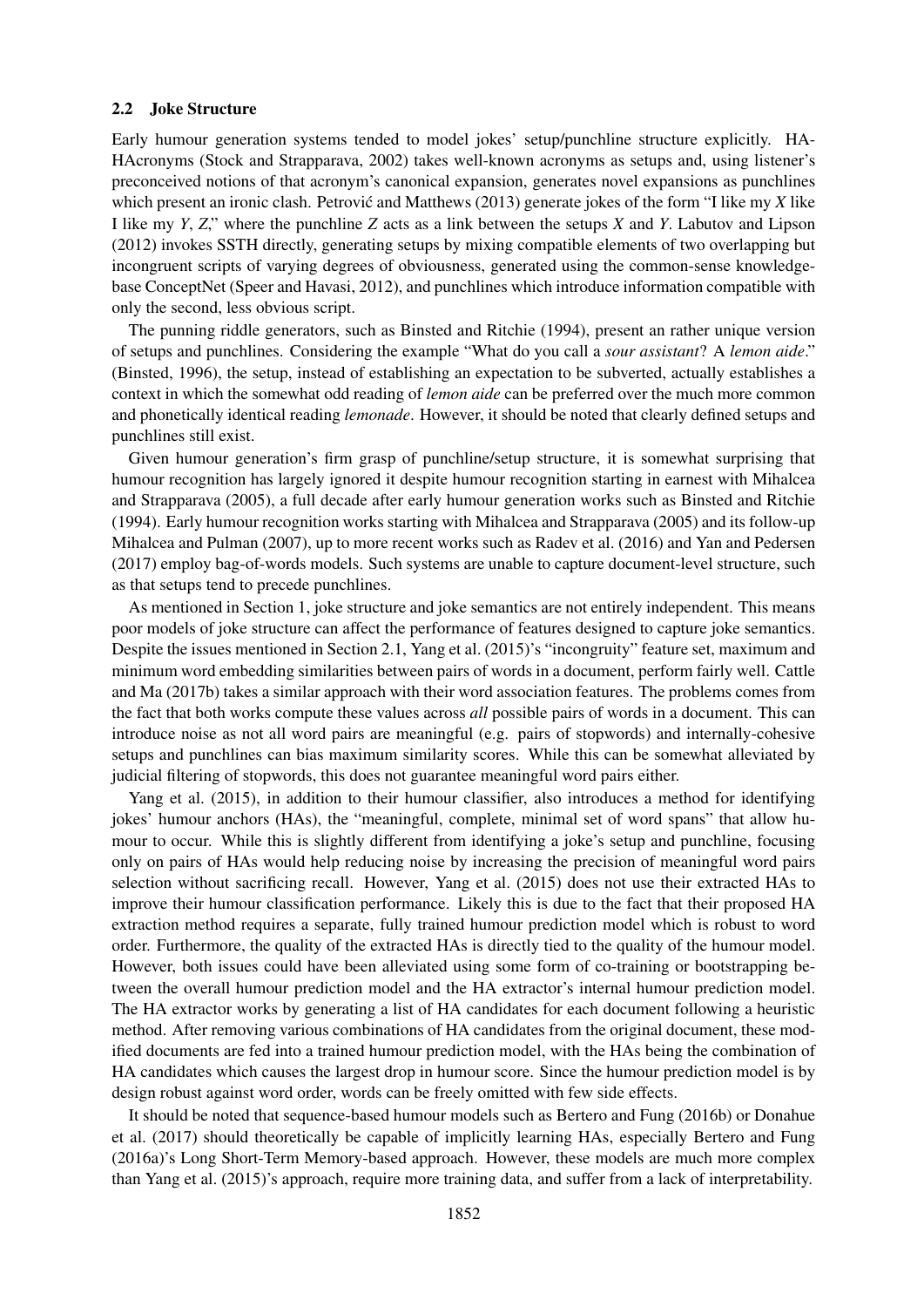### 2.2 Joke Structure

Early humour generation systems tended to model jokes' setup/punchline structure explicitly. HAHAcronyms (Stock and Strapparava, 2002) takes well-known acronyms as setups and, using listener's preconceived notions of that acronym's canonical expansion, generates novel expansions as punchlines which present an ironic clash. Petrović and Matthews (2013) generate jokes of the form "I like my *X* like I like my *Y*, *Z*," where the punchline *Z* acts as a link between the setups *X* and *Y*. Labutov and Lipson (2012) invokes SSTH directly, generating setups by mixing compatible elements of two overlapping but incongruent scripts of varying degrees of obviousness, generated using the common-sense knowledgebase ConceptNet (Speer and Havasi, 2012), and punchlines which introduce information compatible with only the second, less obvious script.

The punning riddle generators, such as Binsted and Ritchie (1994), present an rather unique version of setups and punchlines. Considering the example "What do you call a *sour assistant*? A *lemon aide*." (Binsted, 1996), the setup, instead of establishing an expectation to be subverted, actually establishes a context in which the somewhat odd reading of *lemon aide* can be preferred over the much more common and phonetically identical reading *lemonade*. However, it should be noted that clearly defined setups and punchlines still exist.

Given humour generation's firm grasp of punchline/setup structure, it is somewhat surprising that humour recognition has largely ignored it despite humour recognition starting in earnest with Mihalcea and Strapparava (2005), a full decade after early humour generation works such as Binsted and Ritchie (1994). Early humour recognition works starting with Mihalcea and Strapparava (2005) and its follow-up Mihalcea and Pulman (2007), up to more recent works such as Radev et al. (2016) and Yan and Pedersen (2017) employ bag-of-words models. Such systems are unable to capture document-level structure, such as that setups tend to precede punchlines.

As mentioned in Section 1, joke structure and joke semantics are not entirely independent. This means poor models of joke structure can affect the performance of features designed to capture joke semantics. Despite the issues mentioned in Section 2.1, Yang et al. (2015)'s "incongruity" feature set, maximum and minimum word embedding similarities between pairs of words in a document, perform fairly well. Cattle and Ma (2017b) takes a similar approach with their word association features. The problems comes from the fact that both works compute these values across *all* possible pairs of words in a document. This can introduce noise as not all word pairs are meaningful (e.g. pairs of stopwords) and internally-cohesive setups and punchlines can bias maximum similarity scores. While this can be somewhat alleviated by judicial filtering of stopwords, this does not guarantee meaningful word pairs either.

Yang et al. (2015), in addition to their humour classifier, also introduces a method for identifying jokes' humour anchors (HAs), the "meaningful, complete, minimal set of word spans" that allow humour to occur. While this is slightly different from identifying a joke's setup and punchline, focusing only on pairs of HAs would help reducing noise by increasing the precision of meaningful word pairs selection without sacrificing recall. However, Yang et al. (2015) does not use their extracted HAs to improve their humour classification performance. Likely this is due to the fact that their proposed HA extraction method requires a separate, fully trained humour prediction model which is robust to word order. Furthermore, the quality of the extracted HAs is directly tied to the quality of the humour model. However, both issues could have been alleviated using some form of co-training or bootstrapping between the overall humour prediction model and the HA extractor's internal humour prediction model. The HA extractor works by generating a list of HA candidates for each document following a heuristic method. After removing various combinations of HA candidates from the original document, these modified documents are fed into a trained humour prediction model, with the HAs being the combination of HA candidates which causes the largest drop in humour score. Since the humour prediction model is by design robust against word order, words can be freely omitted with few side effects.

It should be noted that sequence-based humour models such as Bertero and Fung (2016b) or Donahue et al. (2017) should theoretically be capable of implicitly learning HAs, especially Bertero and Fung (2016a)'s Long Short-Term Memory-based approach. However, these models are much more complex than Yang et al. (2015)'s approach, require more training data, and suffer from a lack of interpretability.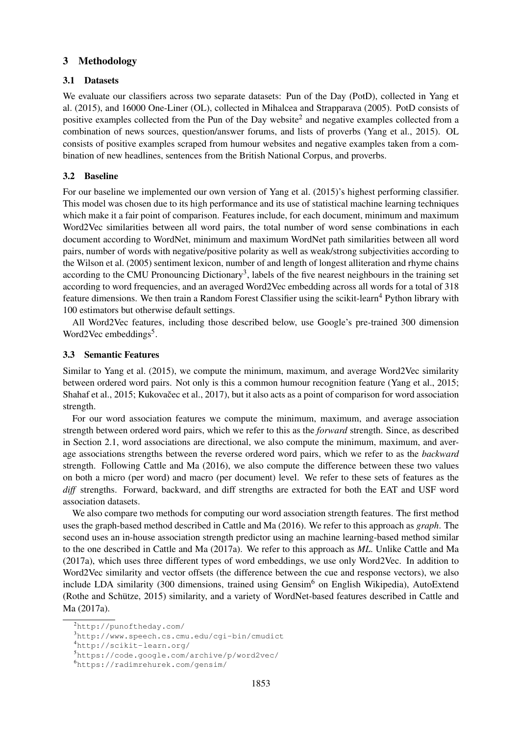## 3 Methodology

### 3.1 Datasets

We evaluate our classifiers across two separate datasets: Pun of the Day (PotD), collected in Yang et al. (2015), and 16000 One-Liner (OL), collected in Mihalcea and Strapparava (2005). PotD consists of positive examples collected from the Pun of the Day website[2] and negative examples collected from a combination of news sources, question/answer forums, and lists of proverbs (Yang et al., 2015). OL consists of positive examples scraped from humour websites and negative examples taken from a combination of new headlines, sentences from the British National Corpus, and proverbs.

### 3.2 Baseline

For our baseline we implemented our own version of Yang et al. (2015)'s highest performing classifier. This model was chosen due to its high performance and its use of statistical machine learning techniques which make it a fair point of comparison. Features include, for each document, minimum and maximum Word2Vec similarities between all word pairs, the total number of word sense combinations in each document according to WordNet, minimum and maximum WordNet path similarities between all word pairs, number of words with negative/positive polarity as well as weak/strong subjectivities according to the Wilson et al. (2005) sentiment lexicon, number of and length of longest alliteration and rhyme chains according to the CMU Pronouncing Dictionary[3], labels of the five nearest neighbours in the training set according to word frequencies, and an averaged Word2Vec embedding across all words for a total of 318 feature dimensions. We then train a Random Forest Classifier using the scikit-learn[4] Python library with 100 estimators but otherwise default settings.

All Word2Vec features, including those described below, use Google's pre-trained 300 dimension Word2Vec embeddings[5].

### 3.3 Semantic Features

Similar to Yang et al. (2015), we compute the minimum, maximum, and average Word2Vec similarity between ordered word pairs. Not only is this a common humour recognition feature (Yang et al., 2015; Shahaf et al., 2015; Kukovačec et al., 2017), but it also acts as a point of comparison for word association strength.

For our word association features we compute the minimum, maximum, and average association strength between ordered word pairs, which we refer to this as the *forward* strength. Since, as described in Section 2.1, word associations are directional, we also compute the minimum, maximum, and average associations strengths between the reverse ordered word pairs, which we refer to as the *backward* strength. Following Cattle and Ma (2016), we also compute the difference between these two values on both a micro (per word) and macro (per document) level. We refer to these sets of features as the *diff* strengths. Forward, backward, and diff strengths are extracted for both the EAT and USF word association datasets.

We also compare two methods for computing our word association strength features. The first method uses the graph-based method described in Cattle and Ma (2016). We refer to this approach as *graph*. The second uses an in-house association strength predictor using an machine learning-based method similar to the one described in Cattle and Ma (2017a). We refer to this approach as *ML*. Unlike Cattle and Ma (2017a), which uses three different types of word embeddings, we use only Word2Vec. In addition to Word2Vec similarity and vector offsets (the difference between the cue and response vectors), we also include LDA similarity (300 dimensions, trained using Gensim[6] on English Wikipedia), AutoExtend (Rothe and Schütze, 2015) similarity, and a variety of WordNet-based features described in Cattle and Ma (2017a).

[2] http://punoftheday.com/

[3] http://www.speech.cs.cmu.edu/cgi-bin/cmudict

[4] http://scikit-learn.org/

[5] https://code.google.com/archive/p/word2vec/

[6] https://radimrehurek.com/gensim/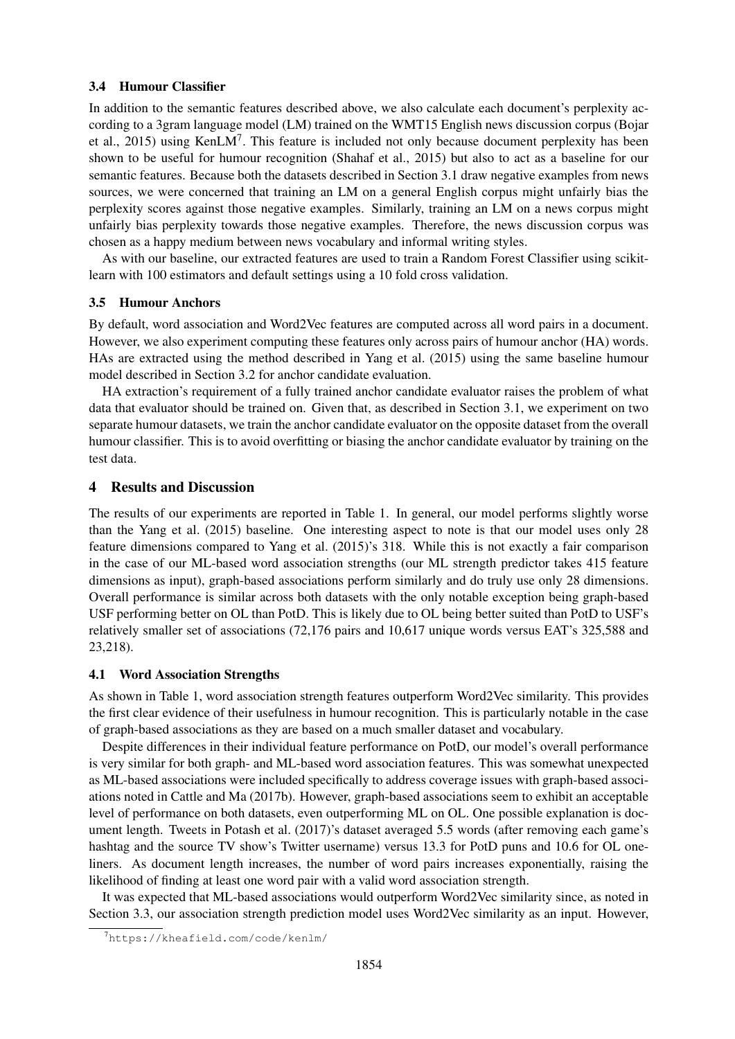### 3.4 Humour Classifier

In addition to the semantic features described above, we also calculate each document's perplexity according to a 3gram language model (LM) trained on the WMT15 English news discussion corpus (Bojar et al., 2015) using KenLM[7]. This feature is included not only because document perplexity has been shown to be useful for humour recognition (Shahaf et al., 2015) but also to act as a baseline for our semantic features. Because both the datasets described in Section 3.1 draw negative examples from news sources, we were concerned that training an LM on a general English corpus might unfairly bias the perplexity scores against those negative examples. Similarly, training an LM on a news corpus might unfairly bias perplexity towards those negative examples. Therefore, the news discussion corpus was chosen as a happy medium between news vocabulary and informal writing styles.

As with our baseline, our extracted features are used to train a Random Forest Classifier using scikit-learn with 100 estimators and default settings using a 10 fold cross validation.

### 3.5 Humour Anchors

By default, word association and Word2Vec features are computed across all word pairs in a document. However, we also experiment computing these features only across pairs of humour anchor (HA) words. HAs are extracted using the method described in Yang et al. (2015) using the same baseline humour model described in Section 3.2 for anchor candidate evaluation.

HA extraction's requirement of a fully trained anchor candidate evaluator raises the problem of what data that evaluator should be trained on. Given that, as described in Section 3.1, we experiment on two separate humour datasets, we train the anchor candidate evaluator on the opposite dataset from the overall humour classifier. This is to avoid overfitting or biasing the anchor candidate evaluator by training on the test data.

## 4 Results and Discussion

The results of our experiments are reported in Table 1. In general, our model performs slightly worse than the Yang et al. (2015) baseline. One interesting aspect to note is that our model uses only 28 feature dimensions compared to Yang et al. (2015)'s 318. While this is not exactly a fair comparison in the case of our ML-based word association strengths (our ML strength predictor takes 415 feature dimensions as input), graph-based associations perform similarly and do truly use only 28 dimensions. Overall performance is similar across both datasets with the only notable exception being graph-based USF performing better on OL than PotD. This is likely due to OL being better suited than PotD to USF's relatively smaller set of associations (72,176 pairs and 10,617 unique words versus EAT's 325,588 and 23,218).

### 4.1 Word Association Strengths

As shown in Table 1, word association strength features outperform Word2Vec similarity. This provides the first clear evidence of their usefulness in humour recognition. This is particularly notable in the case of graph-based associations as they are based on a much smaller dataset and vocabulary.

Despite differences in their individual feature performance on PotD, our model's overall performance is very similar for both graph- and ML-based word association features. This was somewhat unexpected as ML-based associations were included specifically to address coverage issues with graph-based associations noted in Cattle and Ma (2017b). However, graph-based associations seem to exhibit an acceptable level of performance on both datasets, even outperforming ML on OL. One possible explanation is document length. Tweets in Potash et al. (2017)'s dataset averaged 5.5 words (after removing each game's hashtag and the source TV show's Twitter username) versus 13.3 for PotD puns and 10.6 for OL one-liners. As document length increases, the number of word pairs increases exponentially, raising the likelihood of finding at least one word pair with a valid word association strength.

It was expected that ML-based associations would outperform Word2Vec similarity since, as noted in Section 3.3, our association strength prediction model uses Word2Vec similarity as an input. However,

[7]https://kheafield.com/code/kenlm/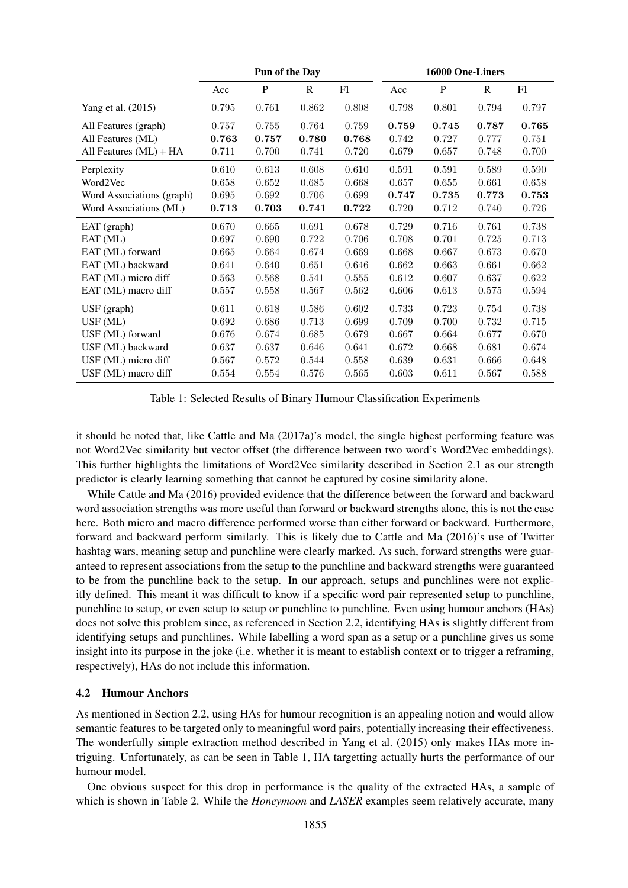| | Pun of the Day | | | | 16000 One-Liners | | | |
|---|---|---|---|---|---|---|---|---|
| | Acc | P | R | F1 | Acc | P | R | F1 |
| Yang et al. (2015) | 0.795 | 0.761 | 0.862 | 0.808 | 0.798 | 0.801 | 0.794 | 0.797 |
| All Features (graph) | 0.757 | 0.755 | 0.764 | 0.759 | **0.759** | **0.745** | **0.787** | **0.765** |
| All Features (ML) | **0.763** | **0.757** | **0.780** | **0.768** | 0.742 | 0.727 | 0.777 | 0.751 |
| All Features (ML) + HA | 0.711 | 0.700 | 0.741 | 0.720 | 0.679 | 0.657 | 0.748 | 0.700 |
| Perplexity | 0.610 | 0.613 | 0.608 | 0.610 | 0.591 | 0.591 | 0.589 | 0.590 |
| Word2Vec | 0.658 | 0.652 | 0.685 | 0.668 | 0.657 | 0.655 | 0.661 | 0.658 |
| Word Associations (graph) | 0.695 | 0.692 | 0.706 | 0.699 | **0.747** | **0.735** | **0.773** | **0.753** |
| Word Associations (ML) | **0.713** | **0.703** | **0.741** | **0.722** | 0.720 | 0.712 | 0.740 | 0.726 |
| EAT (graph) | 0.670 | 0.665 | 0.691 | 0.678 | 0.729 | 0.716 | 0.761 | 0.738 |
| EAT (ML) | 0.697 | 0.690 | 0.722 | 0.706 | 0.708 | 0.701 | 0.725 | 0.713 |
| EAT (ML) forward | 0.665 | 0.664 | 0.674 | 0.669 | 0.668 | 0.667 | 0.673 | 0.670 |
| EAT (ML) backward | 0.641 | 0.640 | 0.651 | 0.646 | 0.662 | 0.663 | 0.661 | 0.662 |
| EAT (ML) micro diff | 0.563 | 0.568 | 0.541 | 0.555 | 0.612 | 0.607 | 0.637 | 0.622 |
| EAT (ML) macro diff | 0.557 | 0.558 | 0.567 | 0.562 | 0.606 | 0.613 | 0.575 | 0.594 |
| USF (graph) | 0.611 | 0.618 | 0.586 | 0.602 | 0.733 | 0.723 | 0.754 | 0.738 |
| USF (ML) | 0.692 | 0.686 | 0.713 | 0.699 | 0.709 | 0.700 | 0.732 | 0.715 |
| USF (ML) forward | 0.676 | 0.674 | 0.685 | 0.679 | 0.667 | 0.664 | 0.677 | 0.670 |
| USF (ML) backward | 0.637 | 0.637 | 0.646 | 0.641 | 0.672 | 0.668 | 0.681 | 0.674 |
| USF (ML) micro diff | 0.567 | 0.572 | 0.544 | 0.558 | 0.639 | 0.631 | 0.666 | 0.648 |
| USF (ML) macro diff | 0.554 | 0.554 | 0.576 | 0.565 | 0.603 | 0.611 | 0.567 | 0.588 |

Table 1: Selected Results of Binary Humour Classification Experiments

it should be noted that, like Cattle and Ma (2017a)'s model, the single highest performing feature was not Word2Vec similarity but vector offset (the difference between two word's Word2Vec embeddings). This further highlights the limitations of Word2Vec similarity described in Section 2.1 as our strength predictor is clearly learning something that cannot be captured by cosine similarity alone.

While Cattle and Ma (2016) provided evidence that the difference between the forward and backward word association strengths was more useful than forward or backward strengths alone, this is not the case here. Both micro and macro difference performed worse than either forward or backward. Furthermore, forward and backward perform similarly. This is likely due to Cattle and Ma (2016)'s use of Twitter hashtag wars, meaning setup and punchline were clearly marked. As such, forward strengths were guaranteed to represent associations from the setup to the punchline and backward strengths were guaranteed to be from the punchline back to the setup. In our approach, setups and punchlines were not explicitly defined. This meant it was difficult to know if a specific word pair represented setup to punchline, punchline to setup, or even setup to setup or punchline to punchline. Even using humour anchors (HAs) does not solve this problem since, as referenced in Section 2.2, identifying HAs is slightly different from identifying setups and punchlines. While labelling a word span as a setup or a punchline gives us some insight into its purpose in the joke (i.e. whether it is meant to establish context or to trigger a reframing, respectively), HAs do not include this information.

### 4.2 Humour Anchors

As mentioned in Section 2.2, using HAs for humour recognition is an appealing notion and would allow semantic features to be targeted only to meaningful word pairs, potentially increasing their effectiveness. The wonderfully simple extraction method described in Yang et al. (2015) only makes HAs more intriguing. Unfortunately, as can be seen in Table 1, HA targetting actually hurts the performance of our humour model.

One obvious suspect for this drop in performance is the quality of the extracted HAs, a sample of which is shown in Table 2. While the *Honeymoon* and *LASER* examples seem relatively accurate, many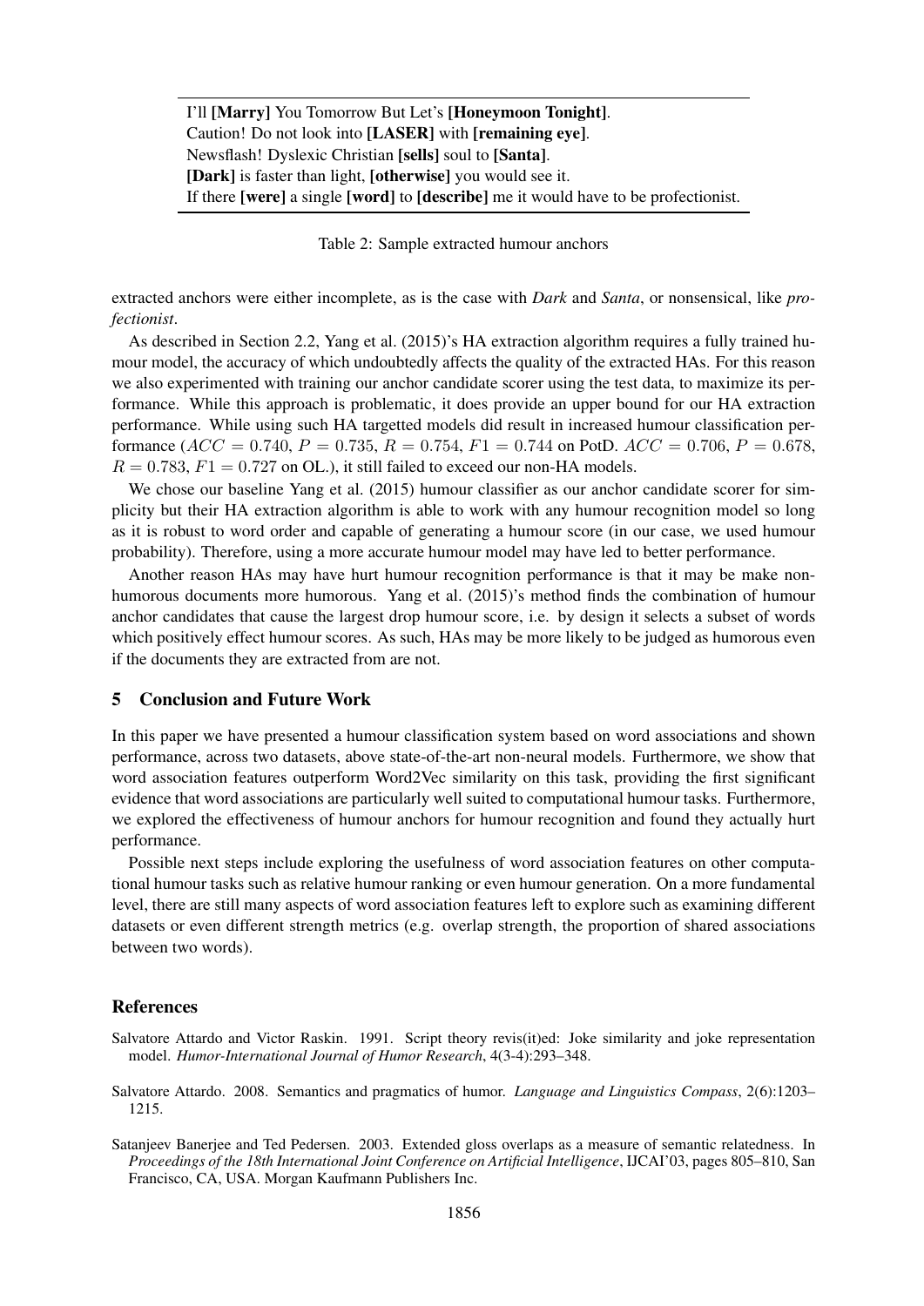| |
|---|
| I'll **[Marry]** You Tomorrow But Let's **[Honeymoon Tonight]**. |
| Caution! Do not look into **[LASER]** with **[remaining eye]**. |
| Newsflash! Dyslexic Christian **[sells]** soul to **[Santa]**. |
| **[Dark]** is faster than light, **[otherwise]** you would see it. |
| If there **[were]** a single **[word]** to **[describe]** me it would have to be profectionist. |

Table 2: Sample extracted humour anchors

extracted anchors were either incomplete, as is the case with *Dark* and *Santa*, or nonsensical, like *profectionist*.

As described in Section 2.2, Yang et al. (2015)'s HA extraction algorithm requires a fully trained humour model, the accuracy of which undoubtedly affects the quality of the extracted HAs. For this reason we also experimented with training our anchor candidate scorer using the test data, to maximize its performance. While this approach is problematic, it does provide an upper bound for our HA extraction performance. While using such HA targetted models did result in increased humour classification performance ($ACC = 0.740$, $P = 0.735$, $R = 0.754$, $F1 = 0.744$ on PotD. $ACC = 0.706$, $P = 0.678$, $R = 0.783$, $F1 = 0.727$ on OL.), it still failed to exceed our non-HA models.

We chose our baseline Yang et al. (2015) humour classifier as our anchor candidate scorer for simplicity but their HA extraction algorithm is able to work with any humour recognition model so long as it is robust to word order and capable of generating a humour score (in our case, we used humour probability). Therefore, using a more accurate humour model may have led to better performance.

Another reason HAs may have hurt humour recognition performance is that it may be make non-humorous documents more humorous. Yang et al. (2015)'s method finds the combination of humour anchor candidates that cause the largest drop humour score, i.e. by design it selects a subset of words which positively effect humour scores. As such, HAs may be more likely to be judged as humorous even if the documents they are extracted from are not.

## 5 Conclusion and Future Work

In this paper we have presented a humour classification system based on word associations and shown performance, across two datasets, above state-of-the-art non-neural models. Furthermore, we show that word association features outperform Word2Vec similarity on this task, providing the first significant evidence that word associations are particularly well suited to computational humour tasks. Furthermore, we explored the effectiveness of humour anchors for humour recognition and found they actually hurt performance.

Possible next steps include exploring the usefulness of word association features on other computational humour tasks such as relative humour ranking or even humour generation. On a more fundamental level, there are still many aspects of word association features left to explore such as examining different datasets or even different strength metrics (e.g. overlap strength, the proportion of shared associations between two words).

## References

Salvatore Attardo and Victor Raskin. 1991. Script theory revis(it)ed: Joke similarity and joke representation model. *Humor-International Journal of Humor Research*, 4(3-4):293–348.

Salvatore Attardo. 2008. Semantics and pragmatics of humor. *Language and Linguistics Compass*, 2(6):1203–1215.

Satanjeev Banerjee and Ted Pedersen. 2003. Extended gloss overlaps as a measure of semantic relatedness. In *Proceedings of the 18th International Joint Conference on Artificial Intelligence*, IJCAI'03, pages 805–810, San Francisco, CA, USA. Morgan Kaufmann Publishers Inc.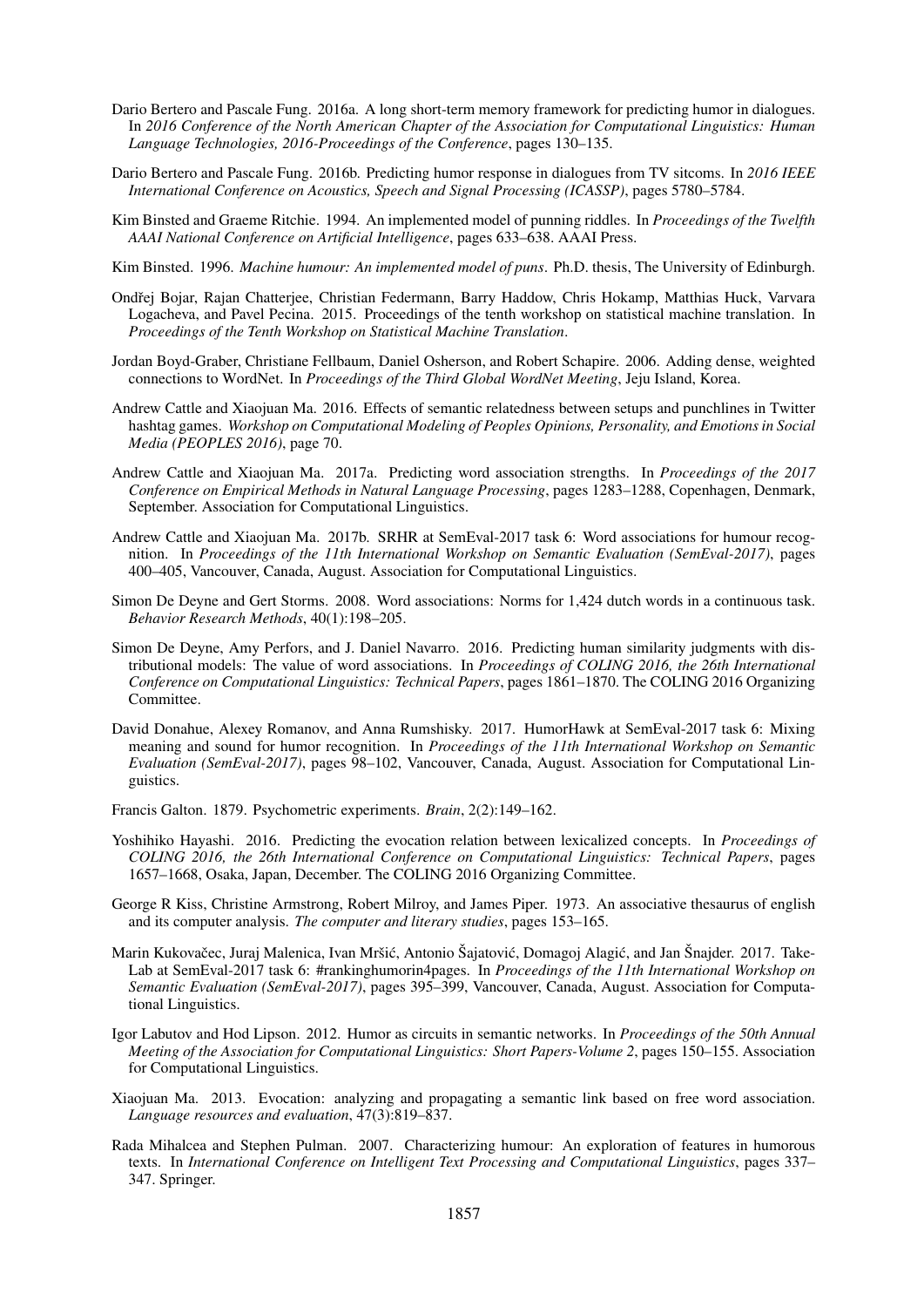Dario Bertero and Pascale Fung. 2016a. A long short-term memory framework for predicting humor in dialogues. In *2016 Conference of the North American Chapter of the Association for Computational Linguistics: Human Language Technologies, 2016-Proceedings of the Conference*, pages 130–135.

Dario Bertero and Pascale Fung. 2016b. Predicting humor response in dialogues from TV sitcoms. In *2016 IEEE International Conference on Acoustics, Speech and Signal Processing (ICASSP)*, pages 5780–5784.

Kim Binsted and Graeme Ritchie. 1994. An implemented model of punning riddles. In *Proceedings of the Twelfth AAAI National Conference on Artificial Intelligence*, pages 633–638. AAAI Press.

Kim Binsted. 1996. *Machine humour: An implemented model of puns*. Ph.D. thesis, The University of Edinburgh.

Ondřej Bojar, Rajan Chatterjee, Christian Federmann, Barry Haddow, Chris Hokamp, Matthias Huck, Varvara Logacheva, and Pavel Pecina. 2015. Proceedings of the tenth workshop on statistical machine translation. In *Proceedings of the Tenth Workshop on Statistical Machine Translation*.

Jordan Boyd-Graber, Christiane Fellbaum, Daniel Osherson, and Robert Schapire. 2006. Adding dense, weighted connections to WordNet. In *Proceedings of the Third Global WordNet Meeting*, Jeju Island, Korea.

Andrew Cattle and Xiaojuan Ma. 2016. Effects of semantic relatedness between setups and punchlines in Twitter hashtag games. *Workshop on Computational Modeling of Peoples Opinions, Personality, and Emotions in Social Media (PEOPLES 2016)*, page 70.

Andrew Cattle and Xiaojuan Ma. 2017a. Predicting word association strengths. In *Proceedings of the 2017 Conference on Empirical Methods in Natural Language Processing*, pages 1283–1288, Copenhagen, Denmark, September. Association for Computational Linguistics.

Andrew Cattle and Xiaojuan Ma. 2017b. SRHR at SemEval-2017 task 6: Word associations for humour recognition. In *Proceedings of the 11th International Workshop on Semantic Evaluation (SemEval-2017)*, pages 400–405, Vancouver, Canada, August. Association for Computational Linguistics.

Simon De Deyne and Gert Storms. 2008. Word associations: Norms for 1,424 dutch words in a continuous task. *Behavior Research Methods*, 40(1):198–205.

Simon De Deyne, Amy Perfors, and J. Daniel Navarro. 2016. Predicting human similarity judgments with distributional models: The value of word associations. In *Proceedings of COLING 2016, the 26th International Conference on Computational Linguistics: Technical Papers*, pages 1861–1870. The COLING 2016 Organizing Committee.

David Donahue, Alexey Romanov, and Anna Rumshisky. 2017. HumorHawk at SemEval-2017 task 6: Mixing meaning and sound for humor recognition. In *Proceedings of the 11th International Workshop on Semantic Evaluation (SemEval-2017)*, pages 98–102, Vancouver, Canada, August. Association for Computational Linguistics.

Francis Galton. 1879. Psychometric experiments. *Brain*, 2(2):149–162.

Yoshihiko Hayashi. 2016. Predicting the evocation relation between lexicalized concepts. In *Proceedings of COLING 2016, the 26th International Conference on Computational Linguistics: Technical Papers*, pages 1657–1668, Osaka, Japan, December. The COLING 2016 Organizing Committee.

George R Kiss, Christine Armstrong, Robert Milroy, and James Piper. 1973. An associative thesaurus of english and its computer analysis. *The computer and literary studies*, pages 153–165.

Marin Kukovačec, Juraj Malenica, Ivan Mršić, Antonio Šajatović, Domagoj Alagić, and Jan Šnajder. 2017. TakeLab at SemEval-2017 task 6: #rankinghumorin4pages. In *Proceedings of the 11th International Workshop on Semantic Evaluation (SemEval-2017)*, pages 395–399, Vancouver, Canada, August. Association for Computational Linguistics.

Igor Labutov and Hod Lipson. 2012. Humor as circuits in semantic networks. In *Proceedings of the 50th Annual Meeting of the Association for Computational Linguistics: Short Papers-Volume 2*, pages 150–155. Association for Computational Linguistics.

Xiaojuan Ma. 2013. Evocation: analyzing and propagating a semantic link based on free word association. *Language resources and evaluation*, 47(3):819–837.

Rada Mihalcea and Stephen Pulman. 2007. Characterizing humour: An exploration of features in humorous texts. In *International Conference on Intelligent Text Processing and Computational Linguistics*, pages 337–347. Springer.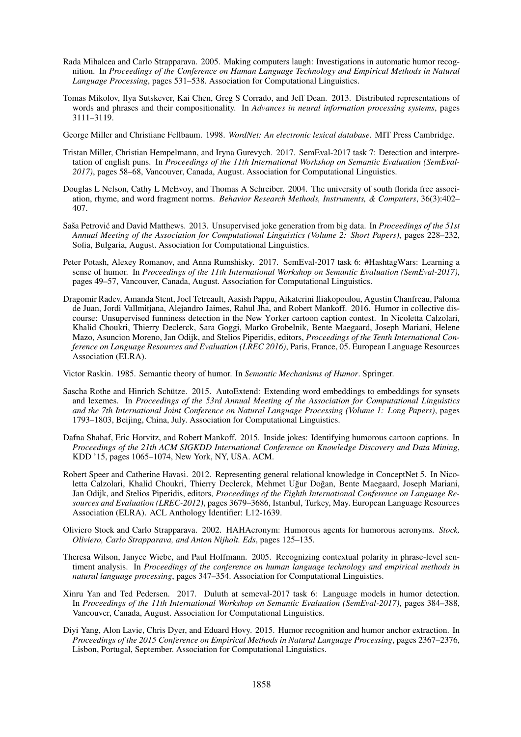Rada Mihalcea and Carlo Strapparava. 2005. Making computers laugh: Investigations in automatic humor recognition. In *Proceedings of the Conference on Human Language Technology and Empirical Methods in Natural Language Processing*, pages 531–538. Association for Computational Linguistics.

Tomas Mikolov, Ilya Sutskever, Kai Chen, Greg S Corrado, and Jeff Dean. 2013. Distributed representations of words and phrases and their compositionality. In *Advances in neural information processing systems*, pages 3111–3119.

George Miller and Christiane Fellbaum. 1998. *WordNet: An electronic lexical database*. MIT Press Cambridge.

Tristan Miller, Christian Hempelmann, and Iryna Gurevych. 2017. SemEval-2017 task 7: Detection and interpretation of english puns. In *Proceedings of the 11th International Workshop on Semantic Evaluation (SemEval-2017)*, pages 58–68, Vancouver, Canada, August. Association for Computational Linguistics.

Douglas L Nelson, Cathy L McEvoy, and Thomas A Schreiber. 2004. The university of south florida free association, rhyme, and word fragment norms. *Behavior Research Methods, Instruments, & Computers*, 36(3):402–407.

Saša Petrović and David Matthews. 2013. Unsupervised joke generation from big data. In *Proceedings of the 51st Annual Meeting of the Association for Computational Linguistics (Volume 2: Short Papers)*, pages 228–232, Sofia, Bulgaria, August. Association for Computational Linguistics.

Peter Potash, Alexey Romanov, and Anna Rumshisky. 2017. SemEval-2017 task 6: #HashtagWars: Learning a sense of humor. In *Proceedings of the 11th International Workshop on Semantic Evaluation (SemEval-2017)*, pages 49–57, Vancouver, Canada, August. Association for Computational Linguistics.

Dragomir Radev, Amanda Stent, Joel Tetreault, Aasish Pappu, Aikaterini Iliakopoulou, Agustin Chanfreau, Paloma de Juan, Jordi Vallmitjana, Alejandro Jaimes, Rahul Jha, and Robert Mankoff. 2016. Humor in collective discourse: Unsupervised funniness detection in the New Yorker cartoon caption contest. In Nicoletta Calzolari, Khalid Choukri, Thierry Declerck, Sara Goggi, Marko Grobelnik, Bente Maegaard, Joseph Mariani, Helene Mazo, Asuncion Moreno, Jan Odijk, and Stelios Piperidis, editors, *Proceedings of the Tenth International Conference on Language Resources and Evaluation (LREC 2016)*, Paris, France, 05. European Language Resources Association (ELRA).

Victor Raskin. 1985. Semantic theory of humor. In *Semantic Mechanisms of Humor*. Springer.

Sascha Rothe and Hinrich Schütze. 2015. AutoExtend: Extending word embeddings to embeddings for synsets and lexemes. In *Proceedings of the 53rd Annual Meeting of the Association for Computational Linguistics and the 7th International Joint Conference on Natural Language Processing (Volume 1: Long Papers)*, pages 1793–1803, Beijing, China, July. Association for Computational Linguistics.

Dafna Shahaf, Eric Horvitz, and Robert Mankoff. 2015. Inside jokes: Identifying humorous cartoon captions. In *Proceedings of the 21th ACM SIGKDD International Conference on Knowledge Discovery and Data Mining*, KDD '15, pages 1065–1074, New York, NY, USA. ACM.

Robert Speer and Catherine Havasi. 2012. Representing general relational knowledge in ConceptNet 5. In Nicoletta Calzolari, Khalid Choukri, Thierry Declerck, Mehmet Uğur Doğan, Bente Maegaard, Joseph Mariani, Jan Odijk, and Stelios Piperidis, editors, *Proceedings of the Eighth International Conference on Language Resources and Evaluation (LREC-2012)*, pages 3679–3686, Istanbul, Turkey, May. European Language Resources Association (ELRA). ACL Anthology Identifier: L12-1639.

Oliviero Stock and Carlo Strapparava. 2002. HAHAcronym: Humorous agents for humorous acronyms. *Stock, Oliviero, Carlo Strapparava, and Anton Nijholt. Eds*, pages 125–135.

Theresa Wilson, Janyce Wiebe, and Paul Hoffmann. 2005. Recognizing contextual polarity in phrase-level sentiment analysis. In *Proceedings of the conference on human language technology and empirical methods in natural language processing*, pages 347–354. Association for Computational Linguistics.

Xinru Yan and Ted Pedersen. 2017. Duluth at semeval-2017 task 6: Language models in humor detection. In *Proceedings of the 11th International Workshop on Semantic Evaluation (SemEval-2017)*, pages 384–388, Vancouver, Canada, August. Association for Computational Linguistics.

Diyi Yang, Alon Lavie, Chris Dyer, and Eduard Hovy. 2015. Humor recognition and humor anchor extraction. In *Proceedings of the 2015 Conference on Empirical Methods in Natural Language Processing*, pages 2367–2376, Lisbon, Portugal, September. Association for Computational Linguistics.